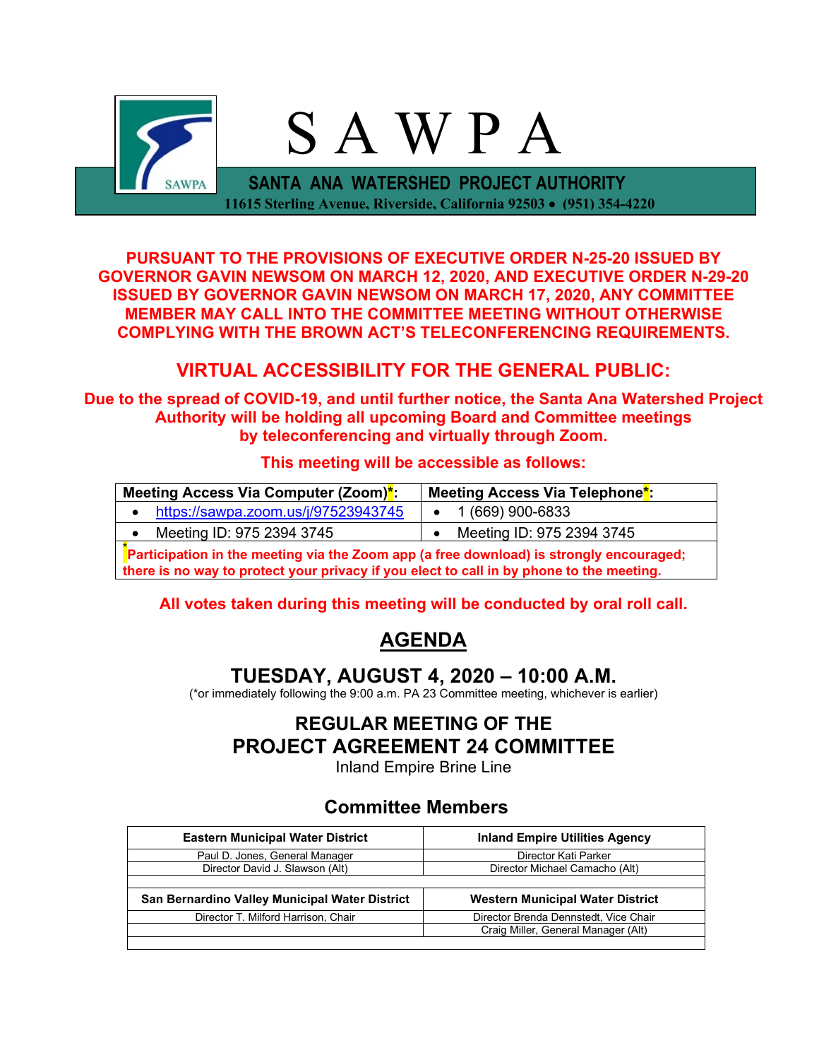# S A W P A

**SANTA ANA WATERSHED PROJECT AUTHORITY**

**11615 Sterling Avenue, Riverside, California 92503 • (951) 354-4220**

**PURSUANT TO THE PROVISIONS OF EXECUTIVE ORDER N-25-20 ISSUED BY GOVERNOR GAVIN NEWSOM ON MARCH 12, 2020, AND EXECUTIVE ORDER N-29-20 ISSUED BY GOVERNOR GAVIN NEWSOM ON MARCH 17, 2020, ANY COMMITTEE MEMBER MAY CALL INTO THE COMMITTEE MEETING WITHOUT OTHERWISE COMPLYING WITH THE BROWN ACT'S TELECONFERENCING REQUIREMENTS.**

## VIRTUAL ACCESSIBILITY FOR THE GENERAL PUBLIC:

**Due to the spread of COVID-19, and until further notice, the Santa Ana Watershed Project Authority will be holding all upcoming Board and Committee meetings by teleconferencing and virtually through Zoom.**

**This meeting will be accessible as follows:**

| Meeting Access Via Computer (Zoom)*: | Meeting Access Via Telephone*: |
|---|---|
| • https://sawpa.zoom.us/j/97523943745 | • 1 (669) 900-6833 |
| • Meeting ID: 975 2394 3745 | • Meeting ID: 975 2394 3745 |
| *Participation in the meeting via the Zoom app (a free download) is strongly encouraged; there is no way to protect your privacy if you elect to call in by phone to the meeting. | |

**All votes taken during this meeting will be conducted by oral roll call.**

# AGENDA

## TUESDAY, AUGUST 4, 2020 – 10:00 A.M.

(*or immediately following the 9:00 a.m. PA 23 Committee meeting, whichever is earlier)

## REGULAR MEETING OF THE PROJECT AGREEMENT 24 COMMITTEE

Inland Empire Brine Line

## Committee Members

| Eastern Municipal Water District | Inland Empire Utilities Agency |
|---|---|
| Paul D. Jones, General Manager | Director Kati Parker |
| Director David J. Slawson (Alt) | Director Michael Camacho (Alt) |
| **San Bernardino Valley Municipal Water District** | **Western Municipal Water District** |
| Director T. Milford Harrison, Chair | Director Brenda Dennstedt, Vice Chair |
| | Craig Miller, General Manager (Alt) |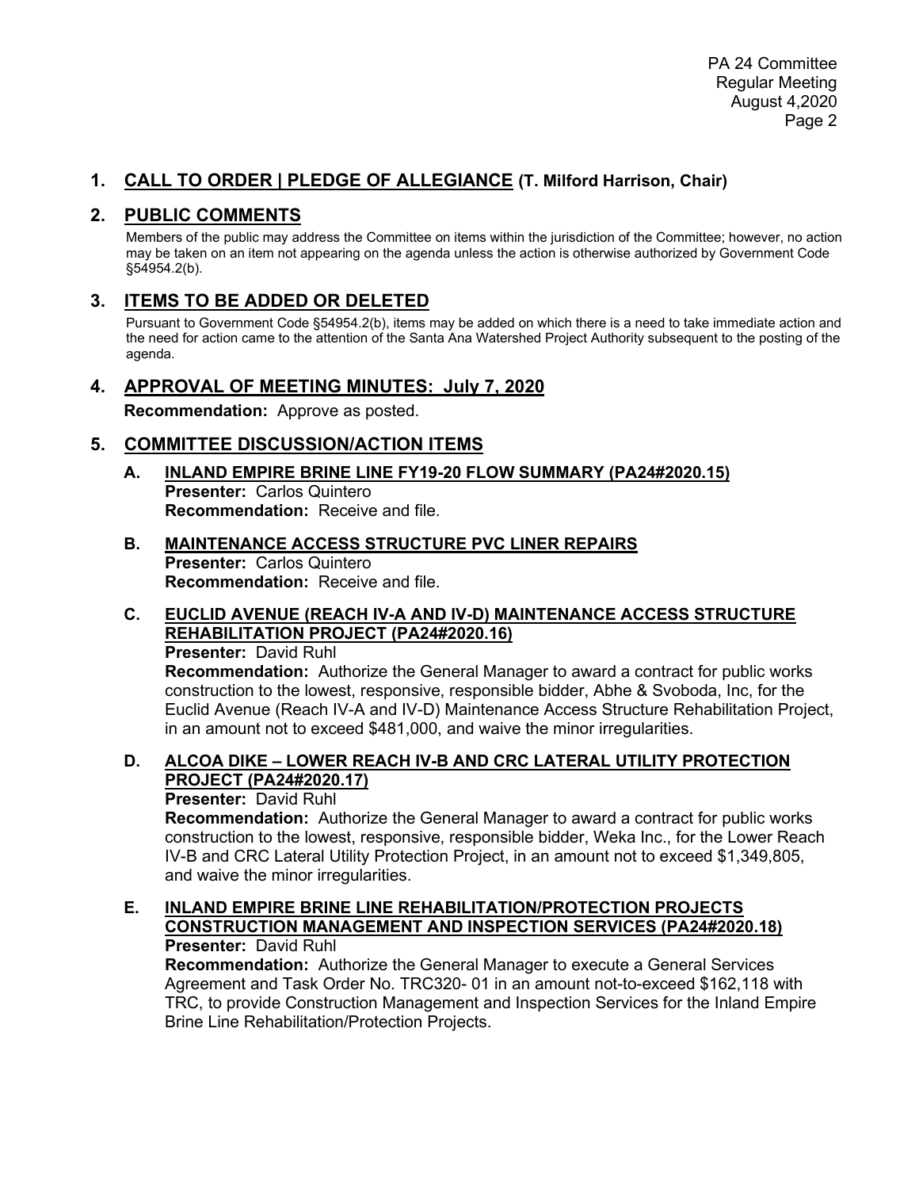## 1. CALL TO ORDER | PLEDGE OF ALLEGIANCE (T. Milford Harrison, Chair)

## 2. PUBLIC COMMENTS

Members of the public may address the Committee on items within the jurisdiction of the Committee; however, no action may be taken on an item not appearing on the agenda unless the action is otherwise authorized by Government Code §54954.2(b).

## 3. ITEMS TO BE ADDED OR DELETED

Pursuant to Government Code §54954.2(b), items may be added on which there is a need to take immediate action and the need for action came to the attention of the Santa Ana Watershed Project Authority subsequent to the posting of the agenda.

## 4. APPROVAL OF MEETING MINUTES: July 7, 2020

**Recommendation:** Approve as posted.

## 5. COMMITTEE DISCUSSION/ACTION ITEMS

### A. INLAND EMPIRE BRINE LINE FY19-20 FLOW SUMMARY (PA24#2020.15)

**Presenter:** Carlos Quintero
**Recommendation:** Receive and file.

### B. MAINTENANCE ACCESS STRUCTURE PVC LINER REPAIRS

**Presenter:** Carlos Quintero
**Recommendation:** Receive and file.

### C. EUCLID AVENUE (REACH IV-A AND IV-D) MAINTENANCE ACCESS STRUCTURE REHABILITATION PROJECT (PA24#2020.16)

**Presenter:** David Ruhl
**Recommendation:** Authorize the General Manager to award a contract for public works construction to the lowest, responsive, responsible bidder, Abhe & Svoboda, Inc, for the Euclid Avenue (Reach IV-A and IV-D) Maintenance Access Structure Rehabilitation Project, in an amount not to exceed $481,000, and waive the minor irregularities.

### D. ALCOA DIKE – LOWER REACH IV-B AND CRC LATERAL UTILITY PROTECTION PROJECT (PA24#2020.17)

**Presenter:** David Ruhl
**Recommendation:** Authorize the General Manager to award a contract for public works construction to the lowest, responsive, responsible bidder, Weka Inc., for the Lower Reach IV-B and CRC Lateral Utility Protection Project, in an amount not to exceed $1,349,805, and waive the minor irregularities.

### E. INLAND EMPIRE BRINE LINE REHABILITATION/PROTECTION PROJECTS CONSTRUCTION MANAGEMENT AND INSPECTION SERVICES (PA24#2020.18)

**Presenter:** David Ruhl
**Recommendation:** Authorize the General Manager to execute a General Services Agreement and Task Order No. TRC320- 01 in an amount not-to-exceed $162,118 with TRC, to provide Construction Management and Inspection Services for the Inland Empire Brine Line Rehabilitation/Protection Projects.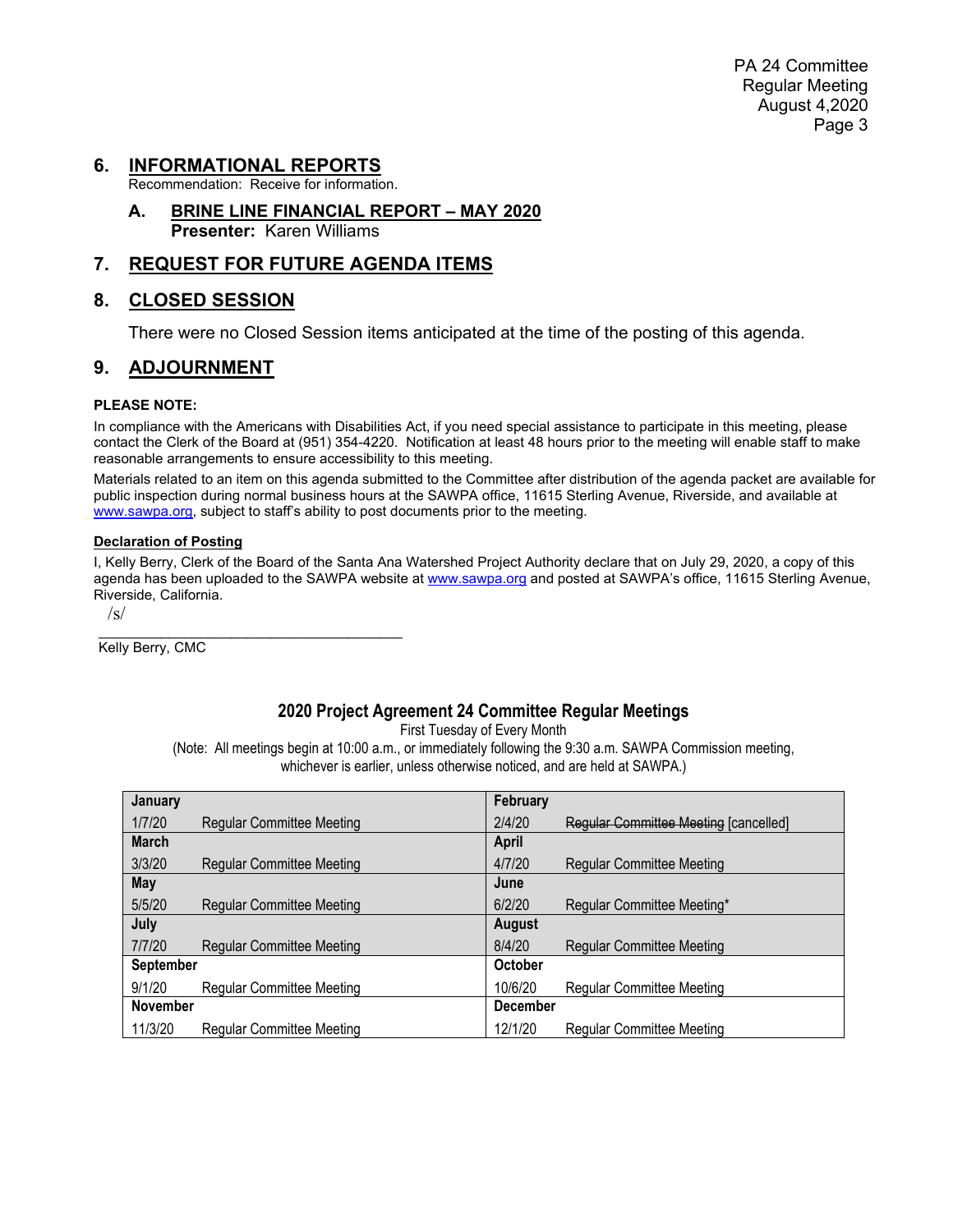## 6. INFORMATIONAL REPORTS

Recommendation: Receive for information.

### A. BRINE LINE FINANCIAL REPORT – MAY 2020

**Presenter:** Karen Williams

## 7. REQUEST FOR FUTURE AGENDA ITEMS

## 8. CLOSED SESSION

There were no Closed Session items anticipated at the time of the posting of this agenda.

## 9. ADJOURNMENT

**PLEASE NOTE:**

In compliance with the Americans with Disabilities Act, if you need special assistance to participate in this meeting, please contact the Clerk of the Board at (951) 354-4220. Notification at least 48 hours prior to the meeting will enable staff to make reasonable arrangements to ensure accessibility to this meeting.

Materials related to an item on this agenda submitted to the Committee after distribution of the agenda packet are available for public inspection during normal business hours at the SAWPA office, 11615 Sterling Avenue, Riverside, and available at www.sawpa.org, subject to staff's ability to post documents prior to the meeting.

**Declaration of Posting**

I, Kelly Berry, Clerk of the Board of the Santa Ana Watershed Project Authority declare that on July 29, 2020, a copy of this agenda has been uploaded to the SAWPA website at www.sawpa.org and posted at SAWPA's office, 11615 Sterling Avenue, Riverside, California.

/s/

\_\_\_\_\_\_\_\_\_\_\_\_\_\_\_\_\_\_\_\_\_\_\_\_\_\_\_\_\_\_\_\_\_\_\_\_\_\_

Kelly Berry, CMC

### 2020 Project Agreement 24 Committee Regular Meetings

First Tuesday of Every Month

(Note: All meetings begin at 10:00 a.m., or immediately following the 9:30 a.m. SAWPA Commission meeting, whichever is earlier, unless otherwise noticed, and are held at SAWPA.)

| | | | |
|---|---|---|---|
| **January** | | **February** | |
| 1/7/20 | Regular Committee Meeting | 2/4/20 | ~~Regular Committee Meeting~~ [cancelled] |
| **March** | | **April** | |
| 3/3/20 | Regular Committee Meeting | 4/7/20 | Regular Committee Meeting |
| **May** | | **June** | |
| 5/5/20 | Regular Committee Meeting | 6/2/20 | Regular Committee Meeting* |
| **July** | | **August** | |
| 7/7/20 | Regular Committee Meeting | 8/4/20 | Regular Committee Meeting |
| **September** | | **October** | |
| 9/1/20 | Regular Committee Meeting | 10/6/20 | Regular Committee Meeting |
| **November** | | **December** | |
| 11/3/20 | Regular Committee Meeting | 12/1/20 | Regular Committee Meeting |